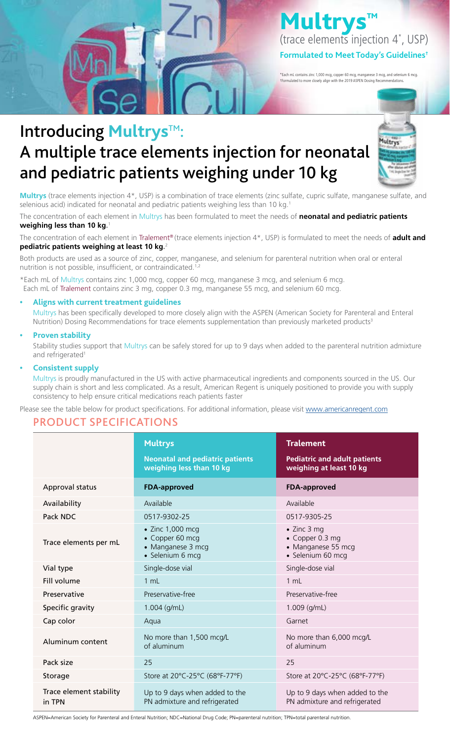# Multrys™

(trace elements injection 4*, USP)

**Formulated to Meet Today's Guidelines†**

*Each mL contains zinc 1,000 mcg, copper 60 mcg, manganese 3 mcg, and selenium 6 mcg.
†Formulated to more closely align with the 2019 ASPEN Dosing Recommendations.

## Introducing Multrys™: A multiple trace elements injection for neonatal and pediatric patients weighing under 10 kg

**Multrys** (trace elements injection 4*, USP) is a combination of trace elements (zinc sulfate, cupric sulfate, manganese sulfate, and selenious acid) indicated for neonatal and pediatric patients weighing less than 10 kg.[1]

The concentration of each element in Multrys has been formulated to meet the needs of **neonatal and pediatric patients weighing less than 10 kg.**[1]

The concentration of each element in Tralement® (trace elements injection 4*, USP) is formulated to meet the needs of **adult and pediatric patients weighing at least 10 kg.**[2]

Both products are used as a source of zinc, copper, manganese, and selenium for parenteral nutrition when oral or enteral nutrition is not possible, insufficient, or contraindicated.[1,2]

*Each mL of Multrys contains zinc 1,000 mcg, copper 60 mcg, manganese 3 mcg, and selenium 6 mcg.
Each mL of Tralement contains zinc 3 mg, copper 0.3 mg, manganese 55 mcg, and selenium 60 mcg.

- **Aligns with current treatment guidelines**
  Multrys has been specifically developed to more closely align with the ASPEN (American Society for Parenteral and Enteral Nutrition) Dosing Recommendations for trace elements supplementation than previously marketed products[3]
- **Proven stability**
  Stability studies support that Multrys can be safely stored for up to 9 days when added to the parenteral nutrition admixture and refrigerated[1]
- **Consistent supply**
  Multrys is proudly manufactured in the US with active pharmaceutical ingredients and components sourced in the US. Our supply chain is short and less complicated. As a result, American Regent is uniquely positioned to provide you with supply consistency to help ensure critical medications reach patients faster

Please see the table below for product specifications. For additional information, please visit www.americanregent.com

## PRODUCT SPECIFICATIONS

| | **Multrys** Neonatal and pediatric patients weighing less than 10 kg | **Tralement** Pediatric and adult patients weighing at least 10 kg |
|---|---|---|
| Approval status | **FDA-approved** | **FDA-approved** |
| Availability | Available | Available |
| Pack NDC | 0517-9302-25 | 0517-9305-25 |
| Trace elements per mL | • Zinc 1,000 mcg<br>• Copper 60 mcg<br>• Manganese 3 mcg<br>• Selenium 6 mcg | • Zinc 3 mg<br>• Copper 0.3 mg<br>• Manganese 55 mcg<br>• Selenium 60 mcg |
| Vial type | Single-dose vial | Single-dose vial |
| Fill volume | 1 mL | 1 mL |
| Preservative | Preservative-free | Preservative-free |
| Specific gravity | 1.004 (g/mL) | 1.009 (g/mL) |
| Cap color | Aqua | Garnet |
| Aluminum content | No more than 1,500 mcg/L of aluminum | No more than 6,000 mcg/L of aluminum |
| Pack size | 25 | 25 |
| Storage | Store at 20°C-25°C (68°F-77°F) | Store at 20°C-25°C (68°F-77°F) |
| Trace element stability in TPN | Up to 9 days when added to the PN admixture and refrigerated | Up to 9 days when added to the PN admixture and refrigerated |

ASPEN=American Society for Parenteral and Enteral Nutrition; NDC=National Drug Code; PN=parenteral nutrition; TPN=total parenteral nutrition.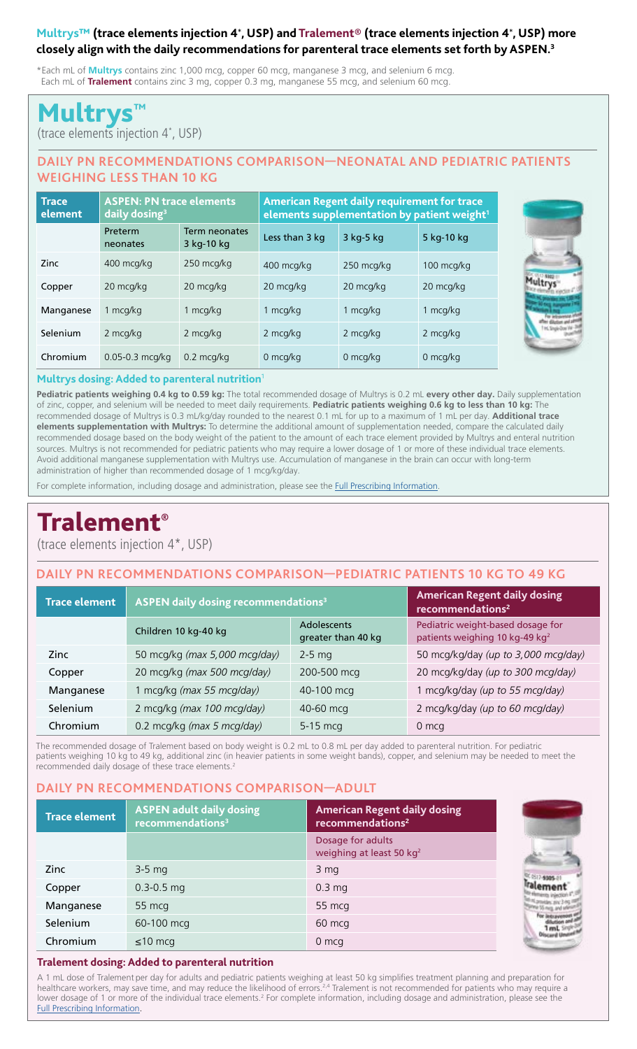**Multrys™ (trace elements injection 4*, USP) and Tralement® (trace elements injection 4*, USP) more closely align with the daily recommendations for parenteral trace elements set forth by ASPEN.[3]**

*Each mL of **Multrys** contains zinc 1,000 mcg, copper 60 mcg, manganese 3 mcg, and selenium 6 mcg. Each mL of **Tralement** contains zinc 3 mg, copper 0.3 mg, manganese 55 mcg, and selenium 60 mcg.

# Multrys™

(trace elements injection 4*, USP)

## DAILY PN RECOMMENDATIONS COMPARISON—NEONATAL AND PEDIATRIC PATIENTS WEIGHING LESS THAN 10 KG

| Trace element | ASPEN: PN trace elements daily dosing[3] | | American Regent daily requirement for trace elements supplementation by patient weight[1] | | |
|---|---|---|---|---|---|
| | Preterm neonates | Term neonates 3 kg-10 kg | Less than 3 kg | 3 kg-5 kg | 5 kg-10 kg |
| Zinc | 400 mcg/kg | 250 mcg/kg | 400 mcg/kg | 250 mcg/kg | 100 mcg/kg |
| Copper | 20 mcg/kg | 20 mcg/kg | 20 mcg/kg | 20 mcg/kg | 20 mcg/kg |
| Manganese | 1 mcg/kg | 1 mcg/kg | 1 mcg/kg | 1 mcg/kg | 1 mcg/kg |
| Selenium | 2 mcg/kg | 2 mcg/kg | 2 mcg/kg | 2 mcg/kg | 2 mcg/kg |
| Chromium | 0.05-0.3 mcg/kg | 0.2 mcg/kg | 0 mcg/kg | 0 mcg/kg | 0 mcg/kg |

**Multrys dosing: Added to parenteral nutrition**[1]

**Pediatric patients weighing 0.4 kg to 0.59 kg:** The total recommended dosage of Multrys is 0.2 mL **every other day.** Daily supplementation of zinc, copper, and selenium will be needed to meet daily requirements. **Pediatric patients weighing 0.6 kg to less than 10 kg:** The recommended dosage of Multrys is 0.3 mL/kg/day rounded to the nearest 0.1 mL for up to a maximum of 1 mL per day. **Additional trace elements supplementation with Multrys:** To determine the additional amount of supplementation needed, compare the calculated daily recommended dosage based on the body weight of the patient to the amount of each trace element provided by Multrys and enteral nutrition sources. Multrys is not recommended for pediatric patients who may require a lower dosage of 1 or more of these individual trace elements. Avoid additional manganese supplementation with Multrys use. Accumulation of manganese in the brain can occur with long-term administration of higher than recommended dosage of 1 mcg/kg/day.

For complete information, including dosage and administration, please see the Full Prescribing Information.

# Tralement®

(trace elements injection 4*, USP)

## DAILY PN RECOMMENDATIONS COMPARISON—PEDIATRIC PATIENTS 10 KG TO 49 KG

| Trace element | ASPEN daily dosing recommendations[3] | | American Regent daily dosing recommendations[2] |
|---|---|---|---|
| | Children 10 kg-40 kg | Adolescents greater than 40 kg | Pediatric weight-based dosage for patients weighing 10 kg-49 kg[2] |
| Zinc | 50 mcg/kg *(max 5,000 mcg/day)* | 2-5 mg | 50 mcg/kg/day *(up to 3,000 mcg/day)* |
| Copper | 20 mcg/kg *(max 500 mcg/day)* | 200-500 mcg | 20 mcg/kg/day *(up to 300 mcg/day)* |
| Manganese | 1 mcg/kg *(max 55 mcg/day)* | 40-100 mcg | 1 mcg/kg/day *(up to 55 mcg/day)* |
| Selenium | 2 mcg/kg *(max 100 mcg/day)* | 40-60 mcg | 2 mcg/kg/day *(up to 60 mcg/day)* |
| Chromium | 0.2 mcg/kg *(max 5 mcg/day)* | 5-15 mcg | 0 mcg |

The recommended dosage of Tralement based on body weight is 0.2 mL to 0.8 mL per day added to parenteral nutrition. For pediatric patients weighing 10 kg to 49 kg, additional zinc (in heavier patients in some weight bands), copper, and selenium may be needed to meet the recommended daily dosage of these trace elements.[2]

## DAILY PN RECOMMENDATIONS COMPARISON—ADULT

| Trace element | ASPEN adult daily dosing recommendations[3] | American Regent daily dosing recommendations[2] |
|---|---|---|
| | | Dosage for adults weighing at least 50 kg[2] |
| Zinc | 3-5 mg | 3 mg |
| Copper | 0.3-0.5 mg | 0.3 mg |
| Manganese | 55 mcg | 55 mcg |
| Selenium | 60-100 mcg | 60 mcg |
| Chromium | ≤10 mcg | 0 mcg |

**Tralement dosing: Added to parenteral nutrition**

A 1 mL dose of Tralement per day for adults and pediatric patients weighing at least 50 kg simplifies treatment planning and preparation for healthcare workers, may save time, and may reduce the likelihood of errors.[2,4] Tralement is not recommended for patients who may require a lower dosage of 1 or more of the individual trace elements.[2] For complete information, including dosage and administration, please see the Full Prescribing Information.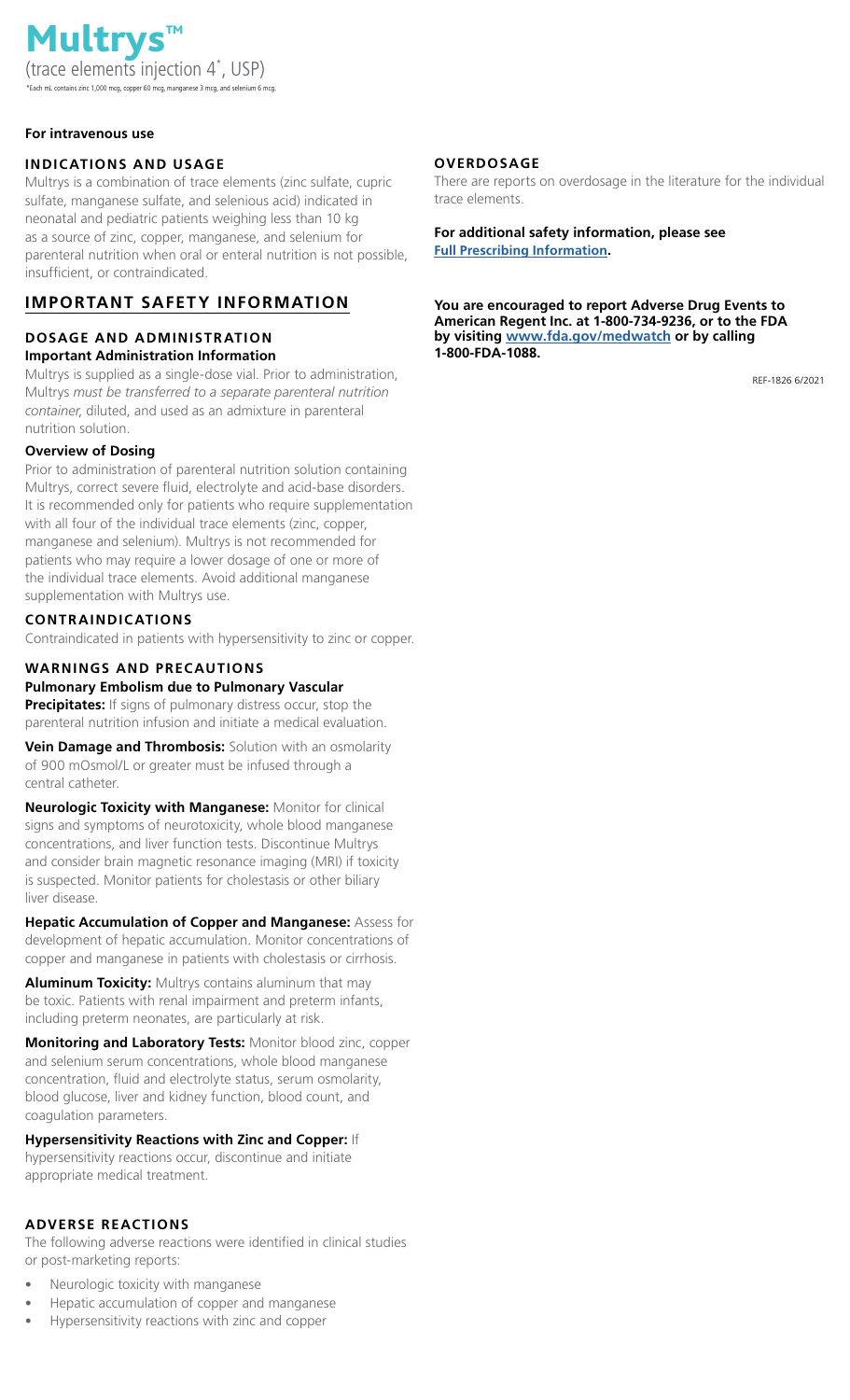# Multrys™

(trace elements injection 4*, USP)

*Each mL contains zinc 1,000 mcg, copper 60 mcg, manganese 3 mcg, and selenium 6 mcg.

**For intravenous use**

## INDICATIONS AND USAGE

Multrys is a combination of trace elements (zinc sulfate, cupric sulfate, manganese sulfate, and selenious acid) indicated in neonatal and pediatric patients weighing less than 10 kg as a source of zinc, copper, manganese, and selenium for parenteral nutrition when oral or enteral nutrition is not possible, insufficient, or contraindicated.

## IMPORTANT SAFETY INFORMATION

### DOSAGE AND ADMINISTRATION

**Important Administration Information**

Multrys is supplied as a single-dose vial. Prior to administration, Multrys *must be transferred to a separate parenteral nutrition container*, diluted, and used as an admixture in parenteral nutrition solution.

**Overview of Dosing**

Prior to administration of parenteral nutrition solution containing Multrys, correct severe fluid, electrolyte and acid-base disorders. It is recommended only for patients who require supplementation with all four of the individual trace elements (zinc, copper, manganese and selenium). Multrys is not recommended for patients who may require a lower dosage of one or more of the individual trace elements. Avoid additional manganese supplementation with Multrys use.

### CONTRAINDICATIONS

Contraindicated in patients with hypersensitivity to zinc or copper.

### WARNINGS AND PRECAUTIONS

**Pulmonary Embolism due to Pulmonary Vascular Precipitates:** If signs of pulmonary distress occur, stop the parenteral nutrition infusion and initiate a medical evaluation.

**Vein Damage and Thrombosis:** Solution with an osmolarity of 900 mOsmol/L or greater must be infused through a central catheter.

**Neurologic Toxicity with Manganese:** Monitor for clinical signs and symptoms of neurotoxicity, whole blood manganese concentrations, and liver function tests. Discontinue Multrys and consider brain magnetic resonance imaging (MRI) if toxicity is suspected. Monitor patients for cholestasis or other biliary liver disease.

**Hepatic Accumulation of Copper and Manganese:** Assess for development of hepatic accumulation. Monitor concentrations of copper and manganese in patients with cholestasis or cirrhosis.

**Aluminum Toxicity:** Multrys contains aluminum that may be toxic. Patients with renal impairment and preterm infants, including preterm neonates, are particularly at risk.

**Monitoring and Laboratory Tests:** Monitor blood zinc, copper and selenium serum concentrations, whole blood manganese concentration, fluid and electrolyte status, serum osmolarity, blood glucose, liver and kidney function, blood count, and coagulation parameters.

**Hypersensitivity Reactions with Zinc and Copper:** If hypersensitivity reactions occur, discontinue and initiate appropriate medical treatment.

### ADVERSE REACTIONS

The following adverse reactions were identified in clinical studies or post-marketing reports:

- Neurologic toxicity with manganese
- Hepatic accumulation of copper and manganese
- Hypersensitivity reactions with zinc and copper

### OVERDOSAGE

There are reports on overdosage in the literature for the individual trace elements.

**For additional safety information, please see [Full Prescribing Information](#).**

**You are encouraged to report Adverse Drug Events to American Regent Inc. at 1-800-734-9236, or to the FDA by visiting [www.fda.gov/medwatch](http://www.fda.gov/medwatch) or by calling 1-800-FDA-1088.**

REF-1826 6/2021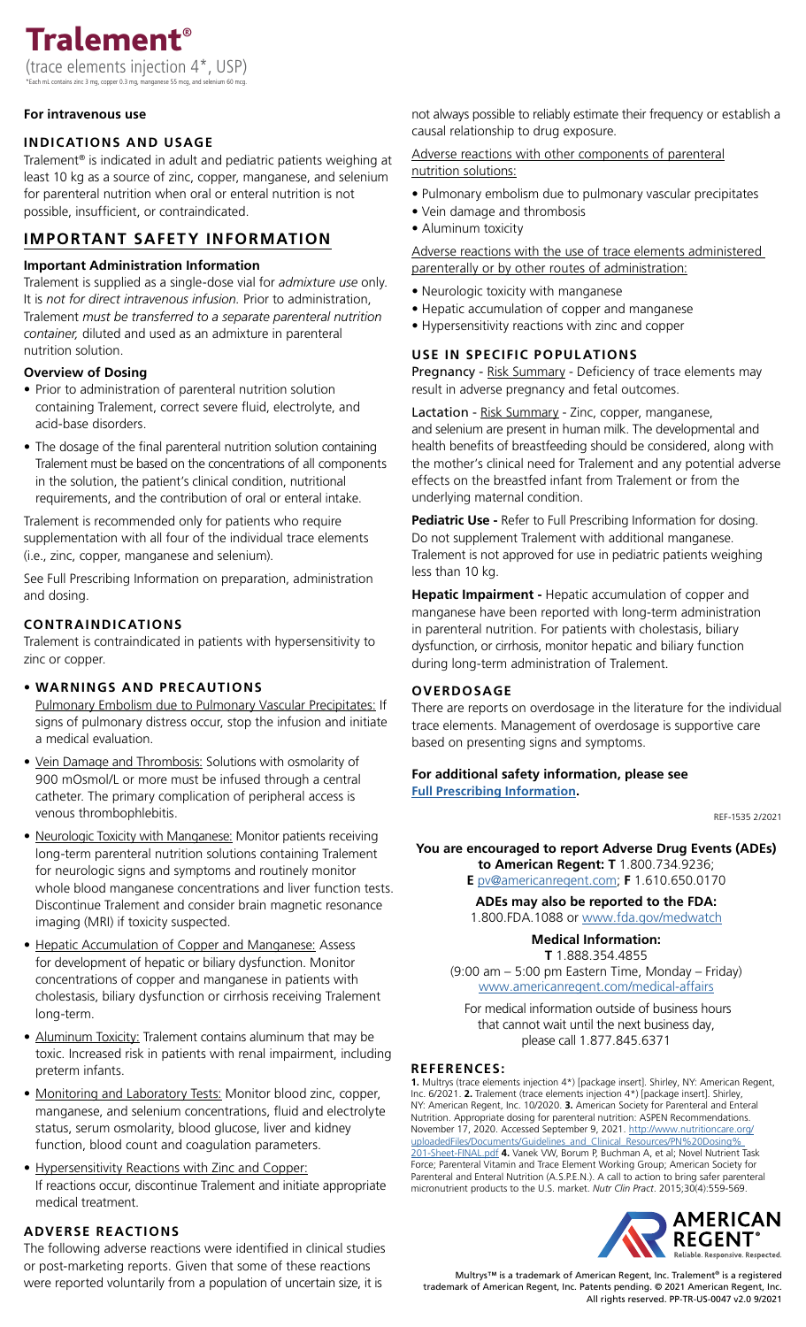# Tralement®

(trace elements injection 4*, USP)

*Each mL contains zinc 3 mg, copper 0.3 mg, manganese 55 mcg, and selenium 60 mcg.

**For intravenous use**

## INDICATIONS AND USAGE

Tralement® is indicated in adult and pediatric patients weighing at least 10 kg as a source of zinc, copper, manganese, and selenium for parenteral nutrition when oral or enteral nutrition is not possible, insufficient, or contraindicated.

## IMPORTANT SAFETY INFORMATION

### Important Administration Information

Tralement is supplied as a single-dose vial for *admixture use* only. It is *not for direct intravenous infusion.* Prior to administration, Tralement *must be transferred to a separate parenteral nutrition container,* diluted and used as an admixture in parenteral nutrition solution.

### Overview of Dosing

- Prior to administration of parenteral nutrition solution containing Tralement, correct severe fluid, electrolyte, and acid-base disorders.
- The dosage of the final parenteral nutrition solution containing Tralement must be based on the concentrations of all components in the solution, the patient's clinical condition, nutritional requirements, and the contribution of oral or enteral intake.

Tralement is recommended only for patients who require supplementation with all four of the individual trace elements (i.e., zinc, copper, manganese and selenium).

See Full Prescribing Information on preparation, administration and dosing.

## CONTRAINDICATIONS

Tralement is contraindicated in patients with hypersensitivity to zinc or copper.

## WARNINGS AND PRECAUTIONS

- Pulmonary Embolism due to Pulmonary Vascular Precipitates: If signs of pulmonary distress occur, stop the infusion and initiate a medical evaluation.
- Vein Damage and Thrombosis: Solutions with osmolarity of 900 mOsmol/L or more must be infused through a central catheter. The primary complication of peripheral access is venous thrombophlebitis.
- Neurologic Toxicity with Manganese: Monitor patients receiving long-term parenteral nutrition solutions containing Tralement for neurologic signs and symptoms and routinely monitor whole blood manganese concentrations and liver function tests. Discontinue Tralement and consider brain magnetic resonance imaging (MRI) if toxicity suspected.
- Hepatic Accumulation of Copper and Manganese: Assess for development of hepatic or biliary dysfunction. Monitor concentrations of copper and manganese in patients with cholestasis, biliary dysfunction or cirrhosis receiving Tralement long-term.
- Aluminum Toxicity: Tralement contains aluminum that may be toxic. Increased risk in patients with renal impairment, including preterm infants.
- Monitoring and Laboratory Tests: Monitor blood zinc, copper, manganese, and selenium concentrations, fluid and electrolyte status, serum osmolarity, blood glucose, liver and kidney function, blood count and coagulation parameters.
- Hypersensitivity Reactions with Zinc and Copper: If reactions occur, discontinue Tralement and initiate appropriate medical treatment.

## ADVERSE REACTIONS

The following adverse reactions were identified in clinical studies or post-marketing reports. Given that some of these reactions were reported voluntarily from a population of uncertain size, it is not always possible to reliably estimate their frequency or establish a causal relationship to drug exposure.

Adverse reactions with other components of parenteral nutrition solutions:

- Pulmonary embolism due to pulmonary vascular precipitates
- Vein damage and thrombosis
- Aluminum toxicity

Adverse reactions with the use of trace elements administered parenterally or by other routes of administration:

- Neurologic toxicity with manganese
- Hepatic accumulation of copper and manganese
- Hypersensitivity reactions with zinc and copper

## USE IN SPECIFIC POPULATIONS

Pregnancy - Risk Summary - Deficiency of trace elements may result in adverse pregnancy and fetal outcomes.

Lactation - Risk Summary - Zinc, copper, manganese, and selenium are present in human milk. The developmental and health benefits of breastfeeding should be considered, along with the mother's clinical need for Tralement and any potential adverse effects on the breastfed infant from Tralement or from the underlying maternal condition.

**Pediatric Use -** Refer to Full Prescribing Information for dosing. Do not supplement Tralement with additional manganese. Tralement is not approved for use in pediatric patients weighing less than 10 kg.

**Hepatic Impairment -** Hepatic accumulation of copper and manganese have been reported with long-term administration in parenteral nutrition. For patients with cholestasis, biliary dysfunction, or cirrhosis, monitor hepatic and biliary function during long-term administration of Tralement.

## OVERDOSAGE

There are reports on overdosage in the literature for the individual trace elements. Management of overdosage is supportive care based on presenting signs and symptoms.

**For additional safety information, please see [Full Prescribing Information](Full Prescribing Information).**

REF-1535 2/2021

**You are encouraged to report Adverse Drug Events (ADEs) to American Regent: T** 1.800.734.9236; **E** pv@americanregent.com; **F** 1.610.650.0170

**ADEs may also be reported to the FDA:**
1.800.FDA.1088 or www.fda.gov/medwatch

**Medical Information:**
**T** 1.888.354.4855
(9:00 am – 5:00 pm Eastern Time, Monday – Friday)
www.americanregent.com/medical-affairs

For medical information outside of business hours that cannot wait until the next business day, please call 1.877.845.6371

## REFERENCES:

**1.** Multrys (trace elements injection 4*) [package insert]. Shirley, NY: American Regent, Inc. 6/2021. **2.** Tralement (trace elements injection 4*) [package insert]. Shirley, NY: American Regent, Inc. 10/2020. **3.** American Society for Parenteral and Enteral Nutrition. Appropriate dosing for parenteral nutrition: ASPEN Recommendations. November 17, 2020. Accessed September 9, 2021. http://www.nutritioncare.org/uploadedFiles/Documents/Guidelines_and_Clinical_Resources/PN%20Dosing%201-Sheet-FINAL.pdf **4.** Vanek VW, Borum P, Buchman A, et al; Novel Nutrient Task Force; Parenteral Vitamin and Trace Element Working Group; American Society for Parenteral and Enteral Nutrition (A.S.P.E.N.). A call to action to bring safer parenteral micronutrient products to the U.S. market. *Nutr Clin Pract*. 2015;30(4):559-569.

AMERICAN REGENT®
Reliable. Responsive. Respected.

Multrys™ is a trademark of American Regent, Inc. Tralement® is a registered trademark of American Regent, Inc. Patents pending. © 2021 American Regent, Inc. All rights reserved. PP-TR-US-0047 v2.0 9/2021